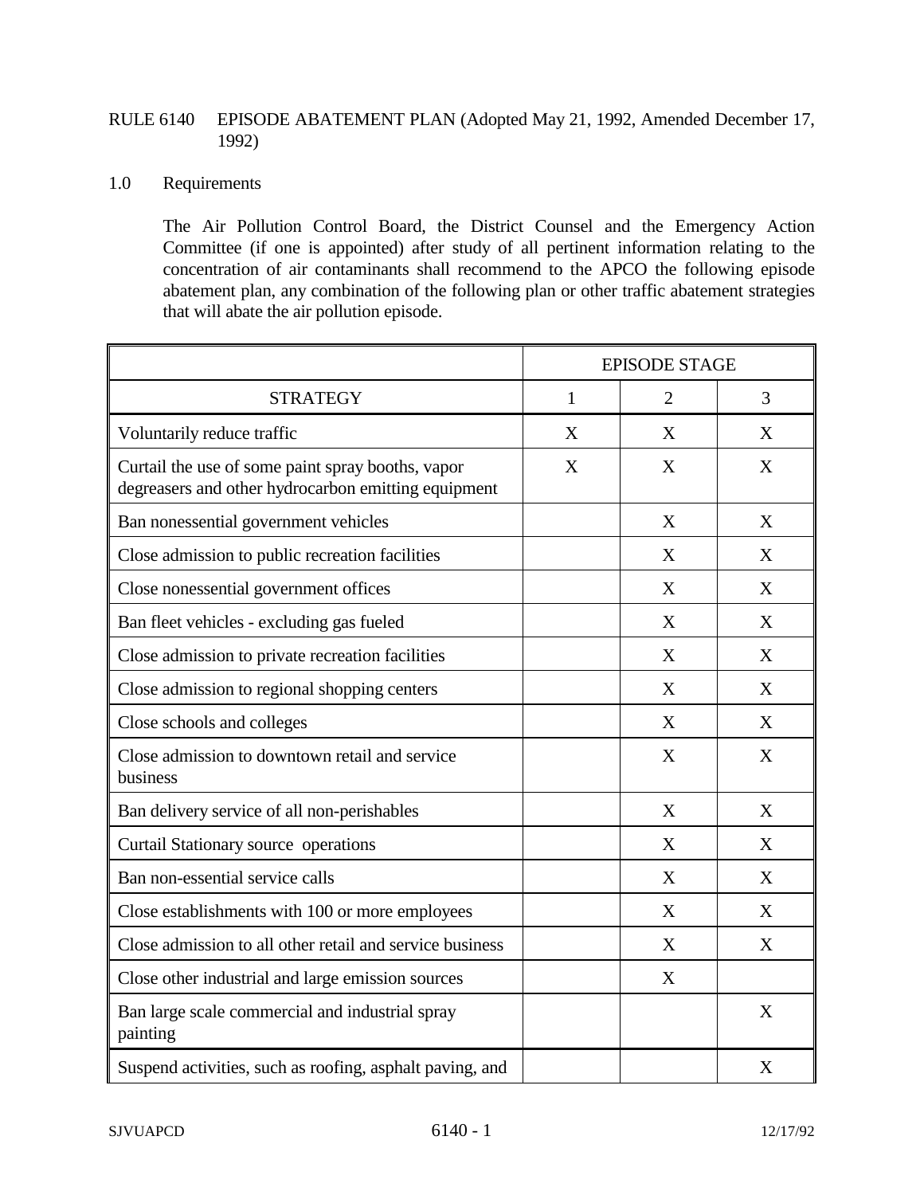RULE 6140 EPISODE ABATEMENT PLAN (Adopted May 21, 1992, Amended December 17, 1992)

1.0 Requirements

The Air Pollution Control Board, the District Counsel and the Emergency Action Committee (if one is appointed) after study of all pertinent information relating to the concentration of air contaminants shall recommend to the APCO the following episode abatement plan, any combination of the following plan or other traffic abatement strategies that will abate the air pollution episode.

| | EPISODE STAGE | | |
|---|---|---|---|
| STRATEGY | 1 | 2 | 3 |
| Voluntarily reduce traffic | X | X | X |
| Curtail the use of some paint spray booths, vapor degreasers and other hydrocarbon emitting equipment | X | X | X |
| Ban nonessential government vehicles | | X | X |
| Close admission to public recreation facilities | | X | X |
| Close nonessential government offices | | X | X |
| Ban fleet vehicles - excluding gas fueled | | X | X |
| Close admission to private recreation facilities | | X | X |
| Close admission to regional shopping centers | | X | X |
| Close schools and colleges | | X | X |
| Close admission to downtown retail and service business | | X | X |
| Ban delivery service of all non-perishables | | X | X |
| Curtail Stationary source operations | | X | X |
| Ban non-essential service calls | | X | X |
| Close establishments with 100 or more employees | | X | X |
| Close admission to all other retail and service business | | X | X |
| Close other industrial and large emission sources | | X | |
| Ban large scale commercial and industrial spray painting | | | X |
| Suspend activities, such as roofing, asphalt paving, and | | | X |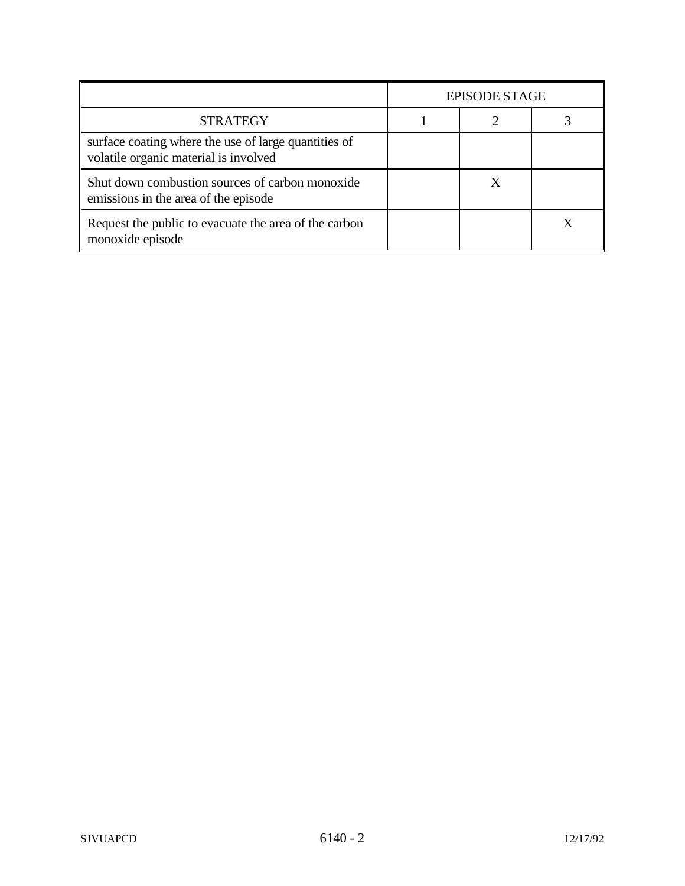| | EPISODE STAGE | | |
|---|---|---|---|
| STRATEGY | 1 | 2 | 3 |
| surface coating where the use of large quantities of volatile organic material is involved | | | |
| Shut down combustion sources of carbon monoxide emissions in the area of the episode | | X | |
| Request the public to evacuate the area of the carbon monoxide episode | | | X |